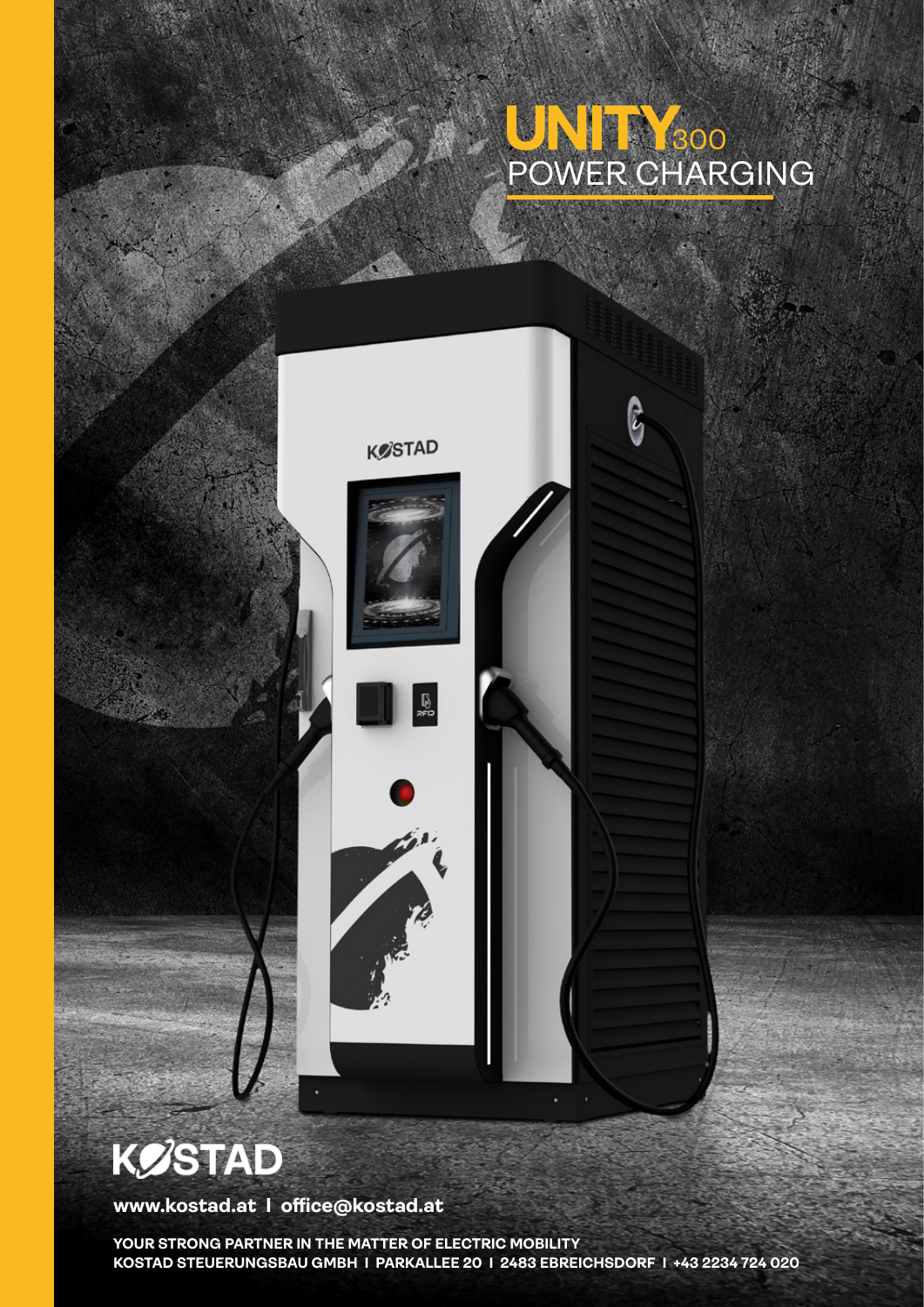# UNITY300
## POWER CHARGING

# KOSTAD

**www.kostad.at I office@kostad.at**

**YOUR STRONG PARTNER IN THE MATTER OF ELECTRIC MOBILITY**
**KOSTAD STEUERUNGSBAU GMBH I PARKALLEE 20 I 2483 EBREICHSDORF I +43 2234 724 020**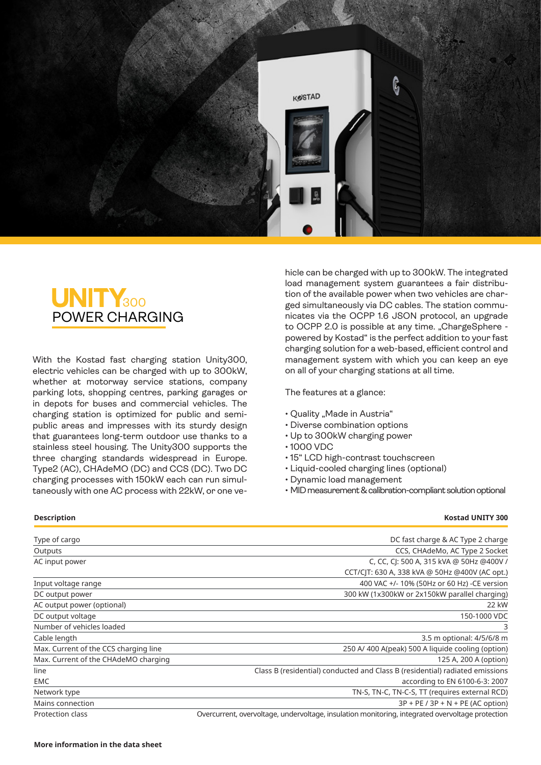# UNITY300
## POWER CHARGING

With the Kostad fast charging station Unity300, electric vehicles can be charged with up to 300kW, whether at motorway service stations, company parking lots, shopping centres, parking garages or in depots for buses and commercial vehicles. The charging station is optimized for public and semi-public areas and impresses with its sturdy design that guarantees long-term outdoor use thanks to a stainless steel housing. The Unity300 supports the three charging standards widespread in Europe. Type2 (AC), CHAdeMO (DC) and CCS (DC). Two DC charging processes with 150kW each can run simultaneously with one AC process with 22kW, or one vehicle can be charged with up to 300kW. The integrated load management system guarantees a fair distribution of the available power when two vehicles are charged simultaneously via DC cables. The station communicates via the OCPP 1.6 JSON protocol, an upgrade to OCPP 2.0 is possible at any time. „ChargeSphere - powered by Kostad" is the perfect addition to your fast charging solution for a web-based, efficient control and management system with which you can keep an eye on all of your charging stations at all time.

The features at a glance:

- Quality „Made in Austria"
- Diverse combination options
- Up to 300kW charging power
- 1000 VDC
- 15" LCD high-contrast touchscreen
- Liquid-cooled charging lines (optional)
- Dynamic load management
- MID measurement & calibration-compliant solution optional

| **Description** | **Kostad UNITY 300** |
|---|---|
| Type of cargo | DC fast charge & AC Type 2 charge |
| Outputs | CCS, CHAdeMo, AC Type 2 Socket |
| AC input power | C, CC, CJ: 500 A, 315 kVA @ 50Hz @400V / CCT/CJT: 630 A, 338 kVA @ 50Hz @400V (AC opt.) |
| Input voltage range | 400 VAC +/- 10% (50Hz or 60 Hz) -CE version |
| DC output power | 300 kW (1x300kW or 2x150kW parallel charging) |
| AC output power (optional) | 22 kW |
| DC output voltage | 150-1000 VDC |
| Number of vehicles loaded | 3 |
| Cable length | 3.5 m optional: 4/5/6/8 m |
| Max. Current of the CCS charging line | 250 A/ 400 A(peak) 500 A liquide cooling (option) |
| Max. Current of the CHAdeMO charging line | 125 A, 200 A (option) |
| EMC | Class B (residential) conducted and Class B (residential) radiated emissions according to EN 6100-6-3: 2007 |
| Network type | TN-S, TN-C, TN-C-S, TT (requires external RCD) |
| Mains connection | 3P + PE / 3P + N + PE (AC option) |
| Protection class | Overcurrent, overvoltage, undervoltage, insulation monitoring, integrated overvoltage protection |

**More information in the data sheet**